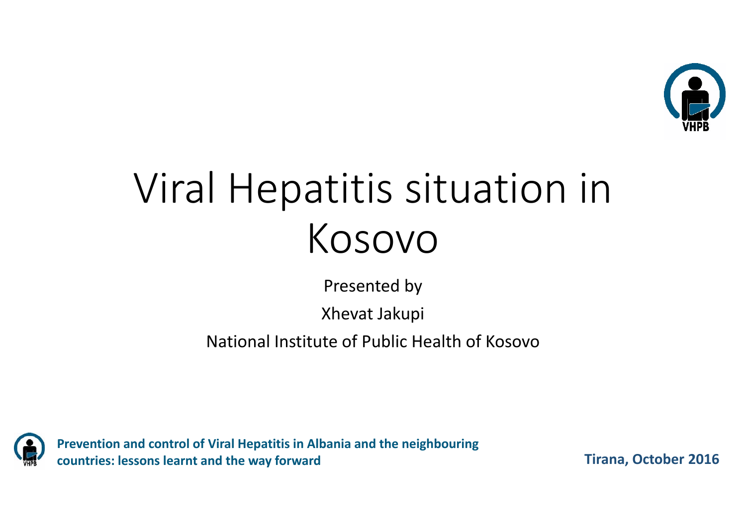# Viral Hepatitis situation in Kosovo

Presented by

Xhevat Jakupi

National Institute of Public Health of Kosovo

**Prevention and control of Viral Hepatitis in Albania and the neighbouring countries: lessons learnt and the way forward**

**Tirana, October 2016**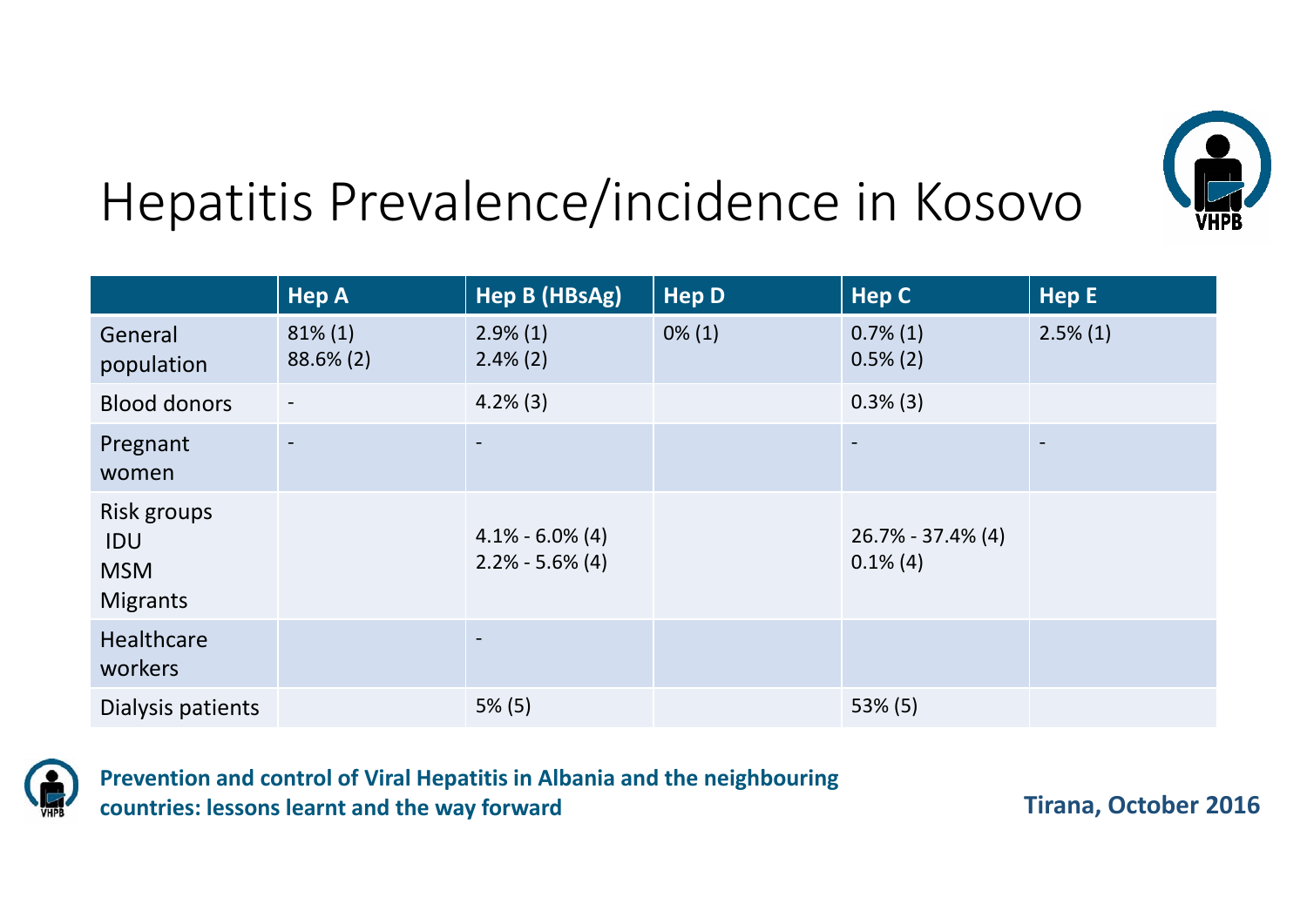# Hepatitis Prevalence/incidence in Kosovo

| | Hep A | Hep B (HBsAg) | Hep D | Hep C | Hep E |
|---|---|---|---|---|---|
| General population | 81% (1)<br>88.6% (2) | 2.9% (1)<br>2.4% (2) | 0% (1) | 0.7% (1)<br>0.5% (2) | 2.5% (1) |
| Blood donors | - | 4.2% (3) | | 0.3% (3) | |
| Pregnant women | - | - | | - | - |
| Risk groups<br>IDU<br>MSM<br>Migrants | | 4.1% - 6.0% (4)<br>2.2% - 5.6% (4) | | 26.7% - 37.4% (4)<br>0.1% (4) | |
| Healthcare workers | | - | | | |
| Dialysis patients | | 5% (5) | | 53% (5) | |

**Prevention and control of Viral Hepatitis in Albania and the neighbouring countries: lessons learnt and the way forward**

**Tirana, October 2016**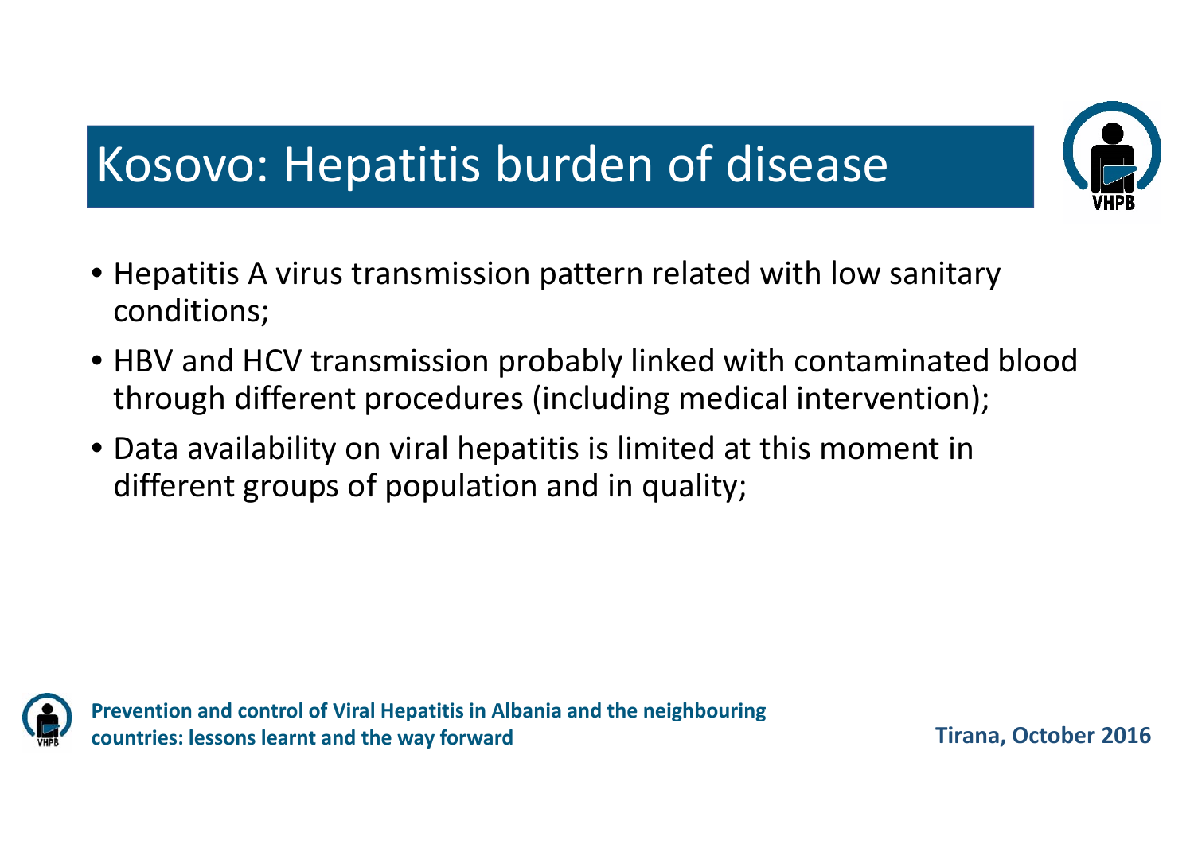# Kosovo: Hepatitis burden of disease

- Hepatitis A virus transmission pattern related with low sanitary conditions;
- HBV and HCV transmission probably linked with contaminated blood through different procedures (including medical intervention);
- Data availability on viral hepatitis is limited at this moment in different groups of population and in quality;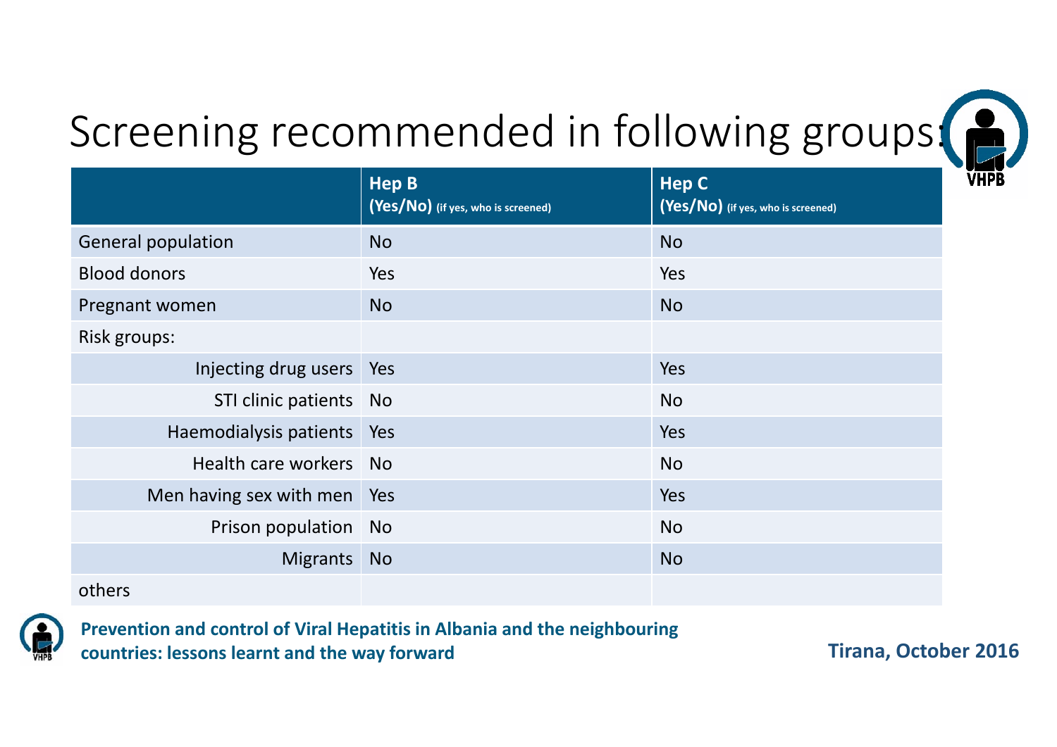# Screening recommended in following groups:

| | **Hep B** **(Yes/No)** (if yes, who is screened) | **Hep C** **(Yes/No)** (if yes, who is screened) |
|---|---|---|
| General population | No | No |
| Blood donors | Yes | Yes |
| Pregnant women | No | No |
| Risk groups: | | |
| Injecting drug users | Yes | Yes |
| STI clinic patients | No | No |
| Haemodialysis patients | Yes | Yes |
| Health care workers | No | No |
| Men having sex with men | Yes | Yes |
| Prison population | No | No |
| Migrants | No | No |
| others | | |

**Prevention and control of Viral Hepatitis in Albania and the neighbouring countries: lessons learnt and the way forward**

**Tirana, October 2016**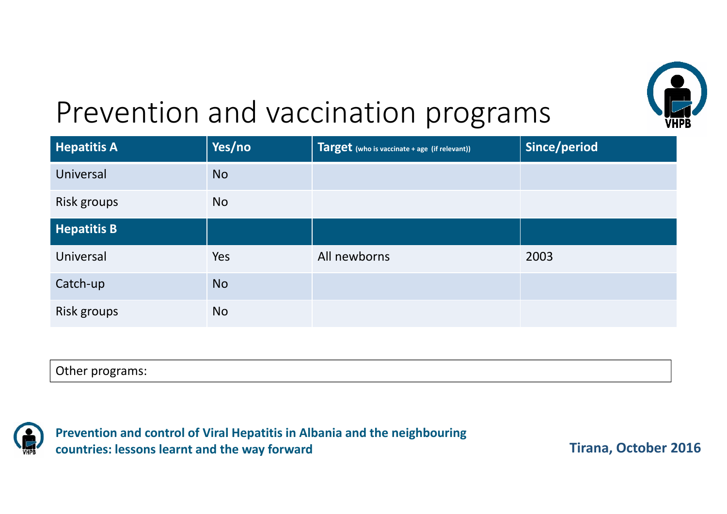# Prevention and vaccination programs

| Hepatitis A | Yes/no | Target (who is vaccinate + age (if relevant)) | Since/period |
|---|---|---|---|
| Universal | No | | |
| Risk groups | No | | |
| **Hepatitis B** | | | |
| Universal | Yes | All newborns | 2003 |
| Catch-up | No | | |
| Risk groups | No | | |

Other programs: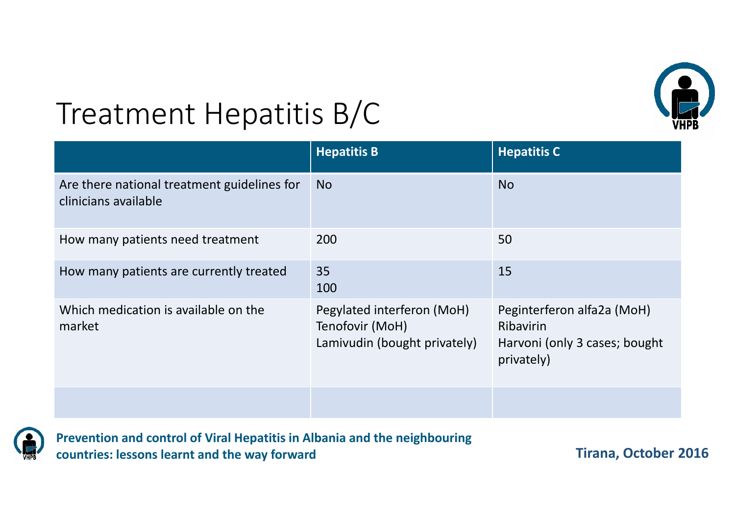# Treatment Hepatitis B/C

| | Hepatitis B | Hepatitis C |
|---|---|---|
| Are there national treatment guidelines for clinicians available | No | No |
| How many patients need treatment | 200 | 50 |
| How many patients are currently treated | 35<br>100 | 15 |
| Which medication is available on the market | Pegylated interferon (MoH)<br>Tenofovir (MoH)<br>Lamivudin (bought privately) | Peginterferon alfa2a (MoH)<br>Ribavirin<br>Harvoni (only 3 cases; bought privately) |
| | | |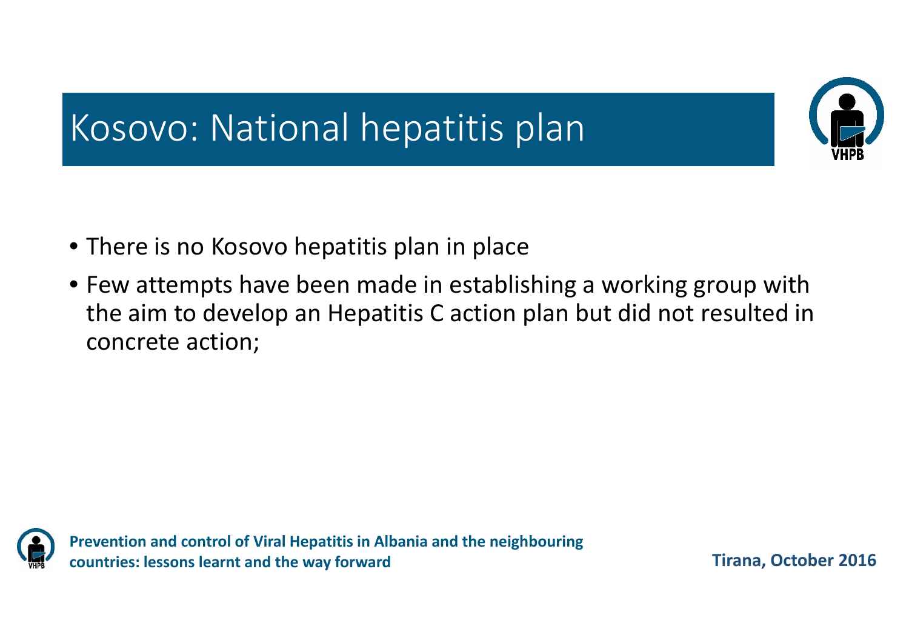# Kosovo: National hepatitis plan

- There is no Kosovo hepatitis plan in place
- Few attempts have been made in establishing a working group with the aim to develop an Hepatitis C action plan but did not resulted in concrete action;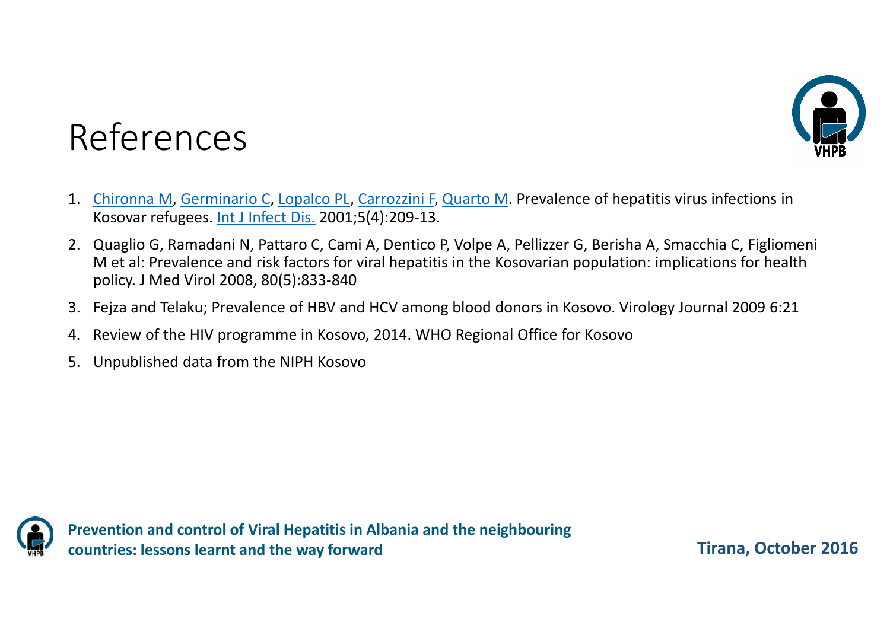# References

1. Chironna M, Germinario C, Lopalco PL, Carrozzini F, Quarto M. Prevalence of hepatitis virus infections in Kosovar refugees. Int J Infect Dis. 2001;5(4):209-13.
2. Quaglio G, Ramadani N, Pattaro C, Cami A, Dentico P, Volpe A, Pellizzer G, Berisha A, Smacchia C, Figliomeni M et al: Prevalence and risk factors for viral hepatitis in the Kosovarian population: implications for health policy. J Med Virol 2008, 80(5):833-840
3. Fejza and Telaku; Prevalence of HBV and HCV among blood donors in Kosovo. Virology Journal 2009 6:21
4. Review of the HIV programme in Kosovo, 2014. WHO Regional Office for Kosovo
5. Unpublished data from the NIPH Kosovo